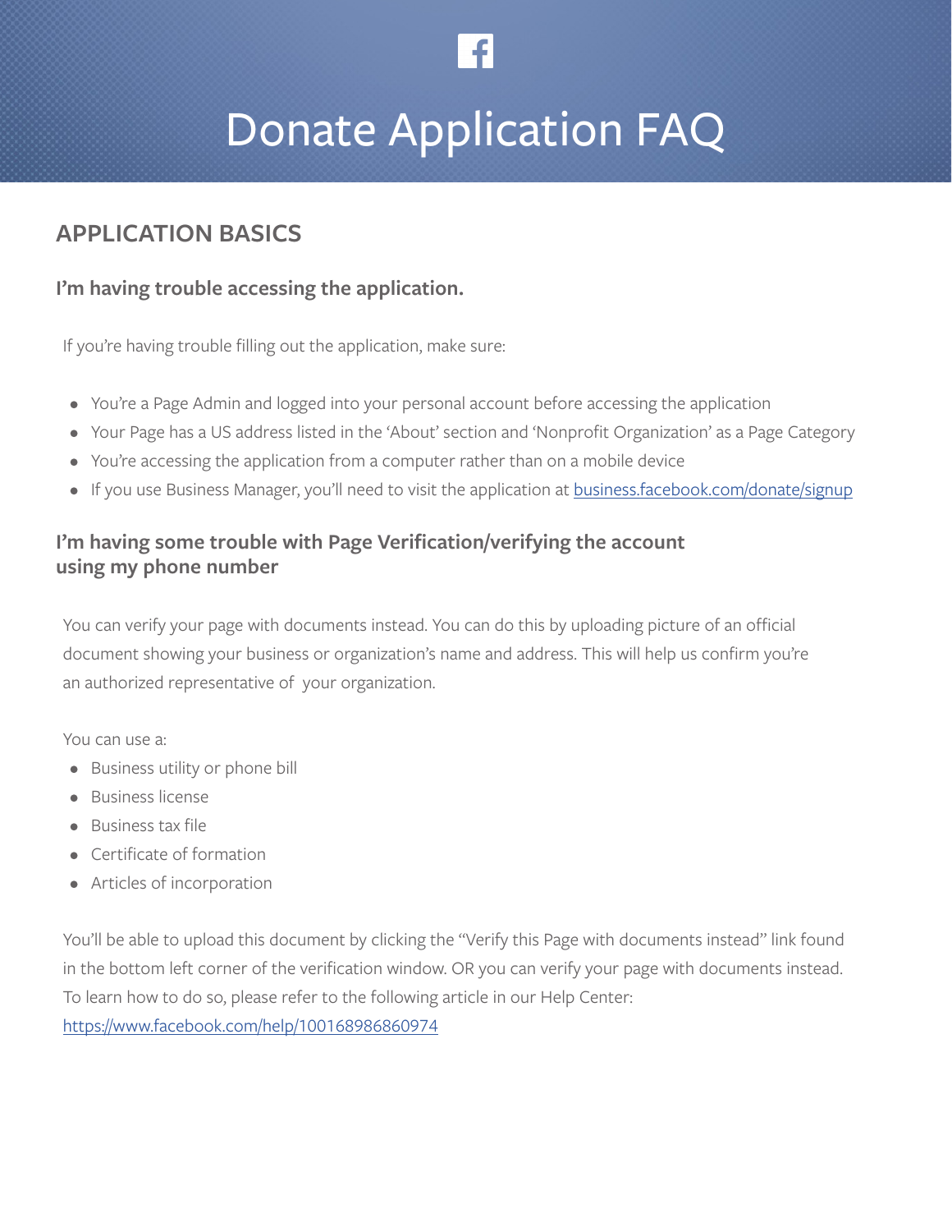# Donate Application FAQ

## APPLICATION BASICS

### I'm having trouble accessing the application.

If you're having trouble filling out the application, make sure:

- You're a Page Admin and logged into your personal account before accessing the application
- Your Page has a US address listed in the 'About' section and 'Nonprofit Organization' as a Page Category
- You're accessing the application from a computer rather than on a mobile device
- If you use Business Manager, you'll need to visit the application at [business.facebook.com/donate/signup](business.facebook.com/donate/signup)

### I'm having some trouble with Page Verification/verifying the account using my phone number

You can verify your page with documents instead. You can do this by uploading picture of an official document showing your business or organization's name and address. This will help us confirm you're an authorized representative of your organization.

You can use a:

- Business utility or phone bill
- Business license
- Business tax file
- Certificate of formation
- Articles of incorporation

You'll be able to upload this document by clicking the "Verify this Page with documents instead" link found in the bottom left corner of the verification window. OR you can verify your page with documents instead. To learn how to do so, please refer to the following article in our Help Center: [https://www.facebook.com/help/100168986860974](https://www.facebook.com/help/100168986860974)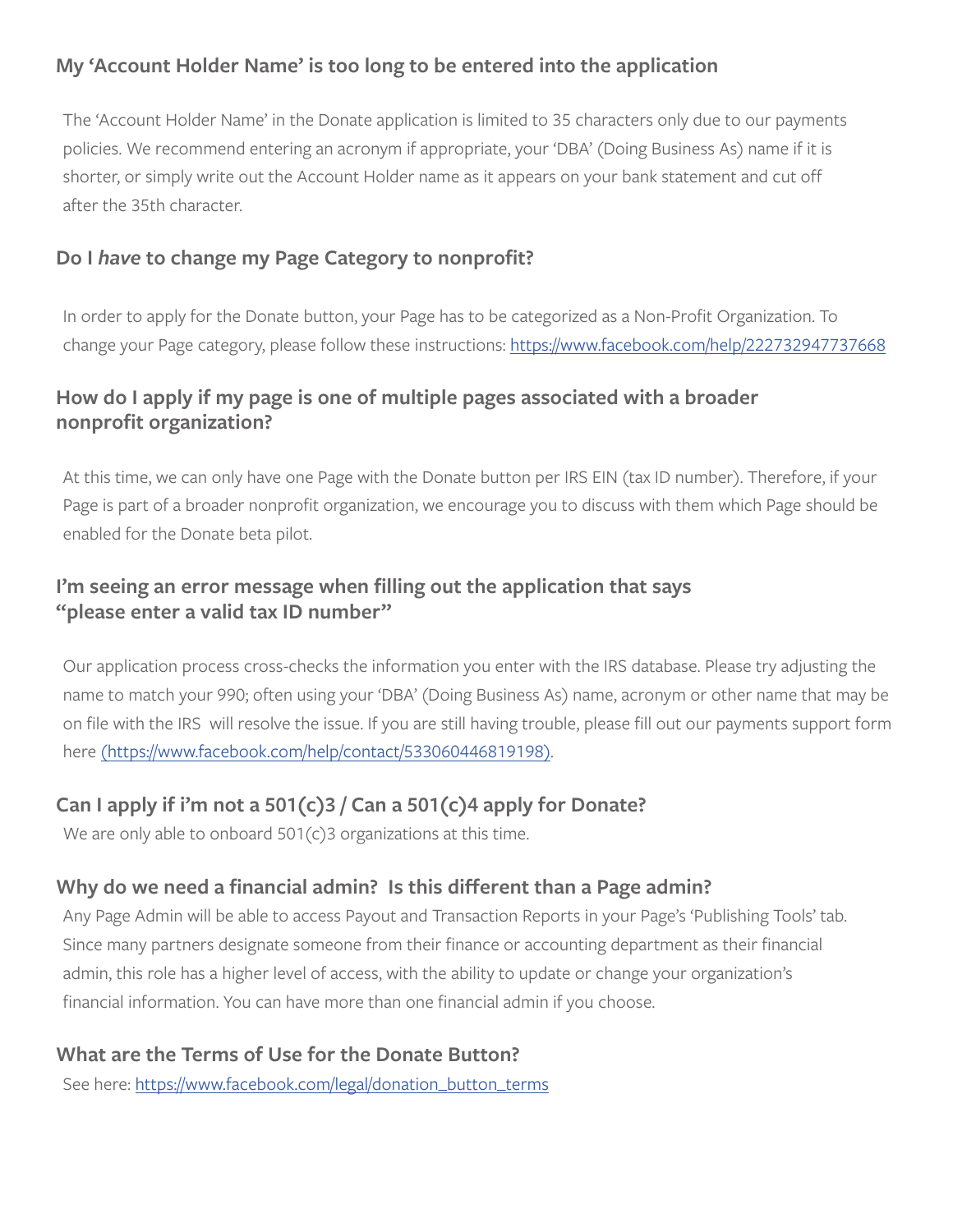### My 'Account Holder Name' is too long to be entered into the application

The 'Account Holder Name' in the Donate application is limited to 35 characters only due to our payments policies. We recommend entering an acronym if appropriate, your 'DBA' (Doing Business As) name if it is shorter, or simply write out the Account Holder name as it appears on your bank statement and cut off after the 35th character.

### Do I *have* to change my Page Category to nonprofit?

In order to apply for the Donate button, your Page has to be categorized as a Non-Profit Organization. To change your Page category, please follow these instructions: https://www.facebook.com/help/222732947737668

### How do I apply if my page is one of multiple pages associated with a broader nonprofit organization?

At this time, we can only have one Page with the Donate button per IRS EIN (tax ID number). Therefore, if your Page is part of a broader nonprofit organization, we encourage you to discuss with them which Page should be enabled for the Donate beta pilot.

### I'm seeing an error message when filling out the application that says "please enter a valid tax ID number"

Our application process cross-checks the information you enter with the IRS database. Please try adjusting the name to match your 990; often using your 'DBA' (Doing Business As) name, acronym or other name that may be on file with the IRS will resolve the issue. If you are still having trouble, please fill out our payments support form here (https://www.facebook.com/help/contact/533060446819198).

### Can I apply if i'm not a 501(c)3 / Can a 501(c)4 apply for Donate?

We are only able to onboard 501(c)3 organizations at this time.

### Why do we need a financial admin? Is this different than a Page admin?

Any Page Admin will be able to access Payout and Transaction Reports in your Page's 'Publishing Tools' tab. Since many partners designate someone from their finance or accounting department as their financial admin, this role has a higher level of access, with the ability to update or change your organization's financial information. You can have more than one financial admin if you choose.

### What are the Terms of Use for the Donate Button?

See here: https://www.facebook.com/legal/donation_button_terms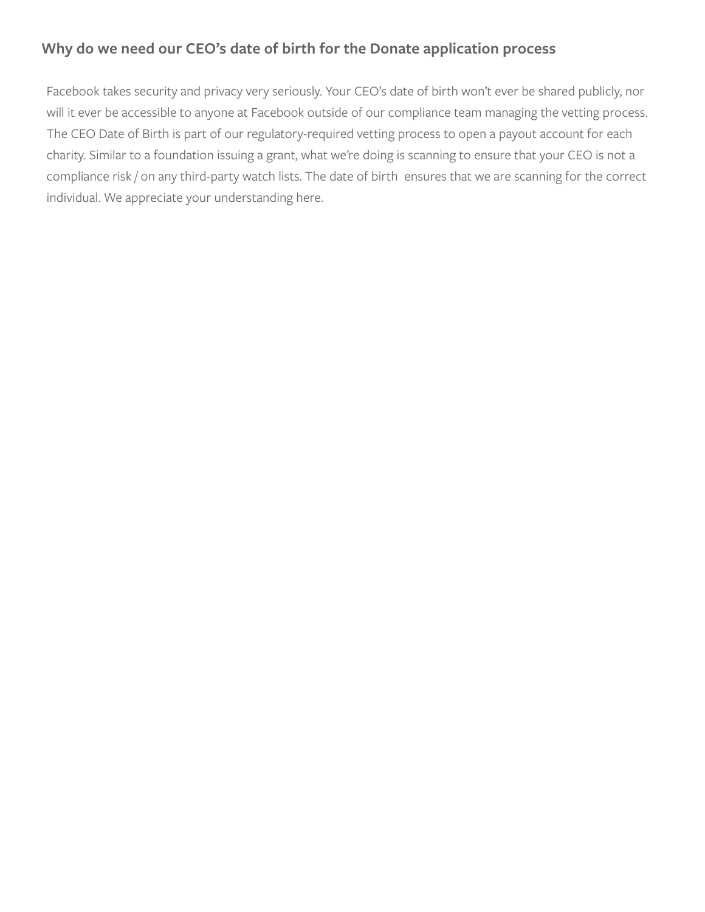## Why do we need our CEO's date of birth for the Donate application process

Facebook takes security and privacy very seriously. Your CEO's date of birth won't ever be shared publicly, nor will it ever be accessible to anyone at Facebook outside of our compliance team managing the vetting process. The CEO Date of Birth is part of our regulatory-required vetting process to open a payout account for each charity. Similar to a foundation issuing a grant, what we're doing is scanning to ensure that your CEO is not a compliance risk / on any third-party watch lists. The date of birth ensures that we are scanning for the correct individual. We appreciate your understanding here.